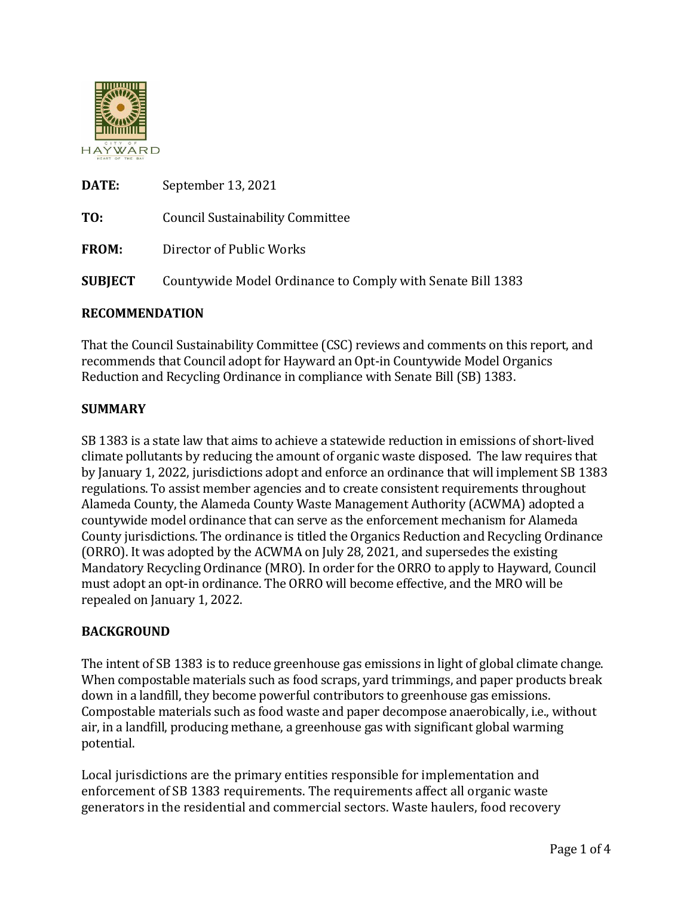**DATE:** September 13, 2021

**TO:** Council Sustainability Committee

**FROM:** Director of Public Works

**SUBJECT** Countywide Model Ordinance to Comply with Senate Bill 1383

## RECOMMENDATION

That the Council Sustainability Committee (CSC) reviews and comments on this report, and recommends that Council adopt for Hayward an Opt-in Countywide Model Organics Reduction and Recycling Ordinance in compliance with Senate Bill (SB) 1383.

## SUMMARY

SB 1383 is a state law that aims to achieve a statewide reduction in emissions of short-lived climate pollutants by reducing the amount of organic waste disposed. The law requires that by January 1, 2022, jurisdictions adopt and enforce an ordinance that will implement SB 1383 regulations. To assist member agencies and to create consistent requirements throughout Alameda County, the Alameda County Waste Management Authority (ACWMA) adopted a countywide model ordinance that can serve as the enforcement mechanism for Alameda County jurisdictions. The ordinance is titled the Organics Reduction and Recycling Ordinance (ORRO). It was adopted by the ACWMA on July 28, 2021, and supersedes the existing Mandatory Recycling Ordinance (MRO). In order for the ORRO to apply to Hayward, Council must adopt an opt-in ordinance. The ORRO will become effective, and the MRO will be repealed on January 1, 2022.

## BACKGROUND

The intent of SB 1383 is to reduce greenhouse gas emissions in light of global climate change. When compostable materials such as food scraps, yard trimmings, and paper products break down in a landfill, they become powerful contributors to greenhouse gas emissions. Compostable materials such as food waste and paper decompose anaerobically, i.e., without air, in a landfill, producing methane, a greenhouse gas with significant global warming potential.

Local jurisdictions are the primary entities responsible for implementation and enforcement of SB 1383 requirements. The requirements affect all organic waste generators in the residential and commercial sectors. Waste haulers, food recovery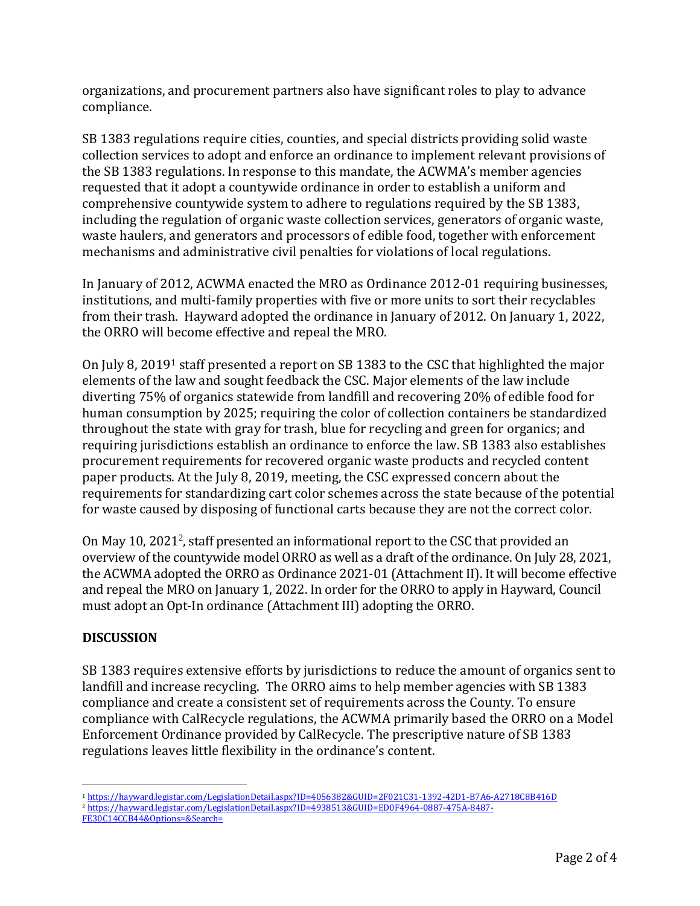organizations, and procurement partners also have significant roles to play to advance compliance.

SB 1383 regulations require cities, counties, and special districts providing solid waste collection services to adopt and enforce an ordinance to implement relevant provisions of the SB 1383 regulations. In response to this mandate, the ACWMA's member agencies requested that it adopt a countywide ordinance in order to establish a uniform and comprehensive countywide system to adhere to regulations required by the SB 1383, including the regulation of organic waste collection services, generators of organic waste, waste haulers, and generators and processors of edible food, together with enforcement mechanisms and administrative civil penalties for violations of local regulations.

In January of 2012, ACWMA enacted the MRO as Ordinance 2012-01 requiring businesses, institutions, and multi-family properties with five or more units to sort their recyclables from their trash. Hayward adopted the ordinance in January of 2012. On January 1, 2022, the ORRO will become effective and repeal the MRO.

On July 8, 2019[1] staff presented a report on SB 1383 to the CSC that highlighted the major elements of the law and sought feedback the CSC. Major elements of the law include diverting 75% of organics statewide from landfill and recovering 20% of edible food for human consumption by 2025; requiring the color of collection containers be standardized throughout the state with gray for trash, blue for recycling and green for organics; and requiring jurisdictions establish an ordinance to enforce the law. SB 1383 also establishes procurement requirements for recovered organic waste products and recycled content paper products. At the July 8, 2019, meeting, the CSC expressed concern about the requirements for standardizing cart color schemes across the state because of the potential for waste caused by disposing of functional carts because they are not the correct color.

On May 10, 2021[2], staff presented an informational report to the CSC that provided an overview of the countywide model ORRO as well as a draft of the ordinance. On July 28, 2021, the ACWMA adopted the ORRO as Ordinance 2021-01 (Attachment II). It will become effective and repeal the MRO on January 1, 2022. In order for the ORRO to apply in Hayward, Council must adopt an Opt-In ordinance (Attachment III) adopting the ORRO.

## DISCUSSION

SB 1383 requires extensive efforts by jurisdictions to reduce the amount of organics sent to landfill and increase recycling. The ORRO aims to help member agencies with SB 1383 compliance and create a consistent set of requirements across the County. To ensure compliance with CalRecycle regulations, the ACWMA primarily based the ORRO on a Model Enforcement Ordinance provided by CalRecycle. The prescriptive nature of SB 1383 regulations leaves little flexibility in the ordinance's content.

---

[1] https://hayward.legistar.com/LegislationDetail.aspx?ID=4056382&GUID=2F021C31-1392-42D1-B7A6-A2718C8B416D

[2] https://hayward.legistar.com/LegislationDetail.aspx?ID=4938513&GUID=ED0F4964-0887-475A-8487-FE30C14CCB44&Options=&Search=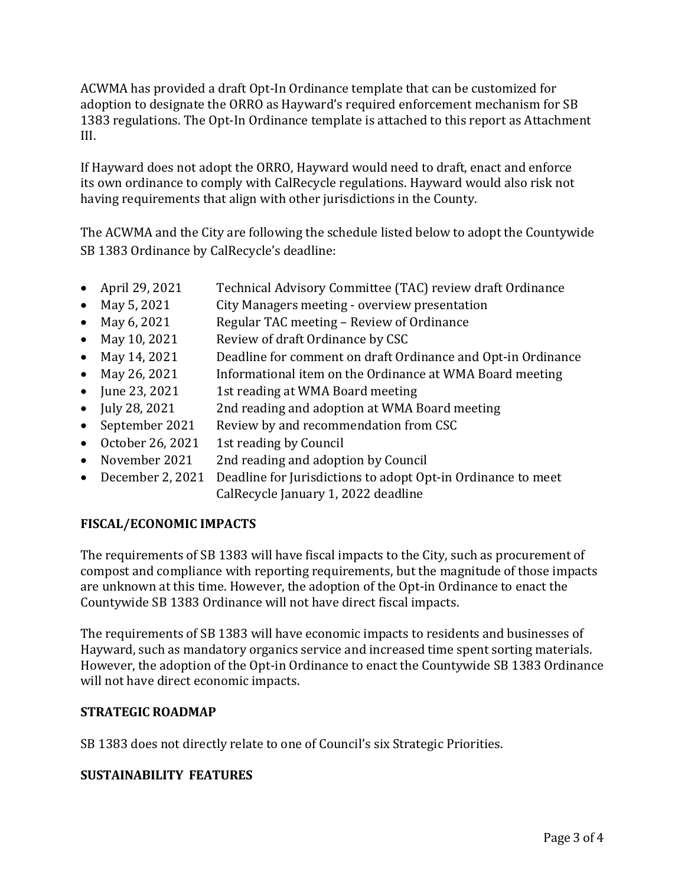ACWMA has provided a draft Opt-In Ordinance template that can be customized for adoption to designate the ORRO as Hayward's required enforcement mechanism for SB 1383 regulations. The Opt-In Ordinance template is attached to this report as Attachment III.

If Hayward does not adopt the ORRO, Hayward would need to draft, enact and enforce its own ordinance to comply with CalRecycle regulations. Hayward would also risk not having requirements that align with other jurisdictions in the County.

The ACWMA and the City are following the schedule listed below to adopt the Countywide SB 1383 Ordinance by CalRecycle's deadline:

- April 29, 2021 Technical Advisory Committee (TAC) review draft Ordinance
- May 5, 2021 City Managers meeting - overview presentation
- May 6, 2021 Regular TAC meeting – Review of Ordinance
- May 10, 2021 Review of draft Ordinance by CSC
- May 14, 2021 Deadline for comment on draft Ordinance and Opt-in Ordinance
- May 26, 2021 Informational item on the Ordinance at WMA Board meeting
- June 23, 2021 1st reading at WMA Board meeting
- July 28, 2021 2nd reading and adoption at WMA Board meeting
- September 2021 Review by and recommendation from CSC
- October 26, 2021 1st reading by Council
- November 2021 2nd reading and adoption by Council
- December 2, 2021 Deadline for Jurisdictions to adopt Opt-in Ordinance to meet CalRecycle January 1, 2022 deadline

## FISCAL/ECONOMIC IMPACTS

The requirements of SB 1383 will have fiscal impacts to the City, such as procurement of compost and compliance with reporting requirements, but the magnitude of those impacts are unknown at this time. However, the adoption of the Opt-in Ordinance to enact the Countywide SB 1383 Ordinance will not have direct fiscal impacts.

The requirements of SB 1383 will have economic impacts to residents and businesses of Hayward, such as mandatory organics service and increased time spent sorting materials. However, the adoption of the Opt-in Ordinance to enact the Countywide SB 1383 Ordinance will not have direct economic impacts.

## STRATEGIC ROADMAP

SB 1383 does not directly relate to one of Council's six Strategic Priorities.

## SUSTAINABILITY FEATURES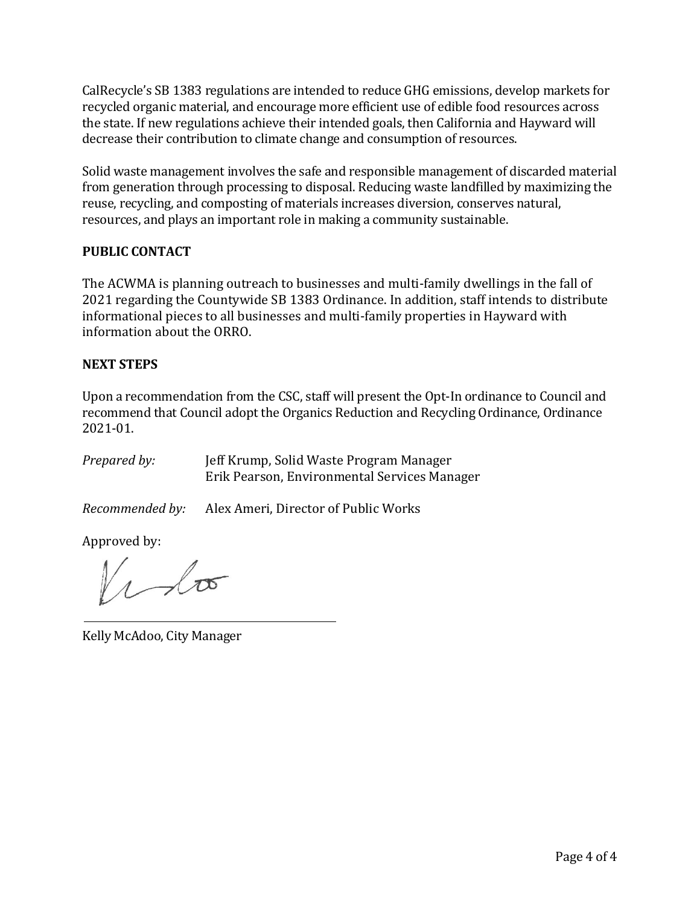CalRecycle's SB 1383 regulations are intended to reduce GHG emissions, develop markets for recycled organic material, and encourage more efficient use of edible food resources across the state. If new regulations achieve their intended goals, then California and Hayward will decrease their contribution to climate change and consumption of resources.

Solid waste management involves the safe and responsible management of discarded material from generation through processing to disposal. Reducing waste landfilled by maximizing the reuse, recycling, and composting of materials increases diversion, conserves natural, resources, and plays an important role in making a community sustainable.

**PUBLIC CONTACT**

The ACWMA is planning outreach to businesses and multi-family dwellings in the fall of 2021 regarding the Countywide SB 1383 Ordinance. In addition, staff intends to distribute informational pieces to all businesses and multi-family properties in Hayward with information about the ORRO.

**NEXT STEPS**

Upon a recommendation from the CSC, staff will present the Opt-In ordinance to Council and recommend that Council adopt the Organics Reduction and Recycling Ordinance, Ordinance 2021-01.

*Prepared by:* Jeff Krump, Solid Waste Program Manager
Erik Pearson, Environmental Services Manager

*Recommended by:* Alex Ameri, Director of Public Works

Approved by:

Kelly McAdoo, City Manager